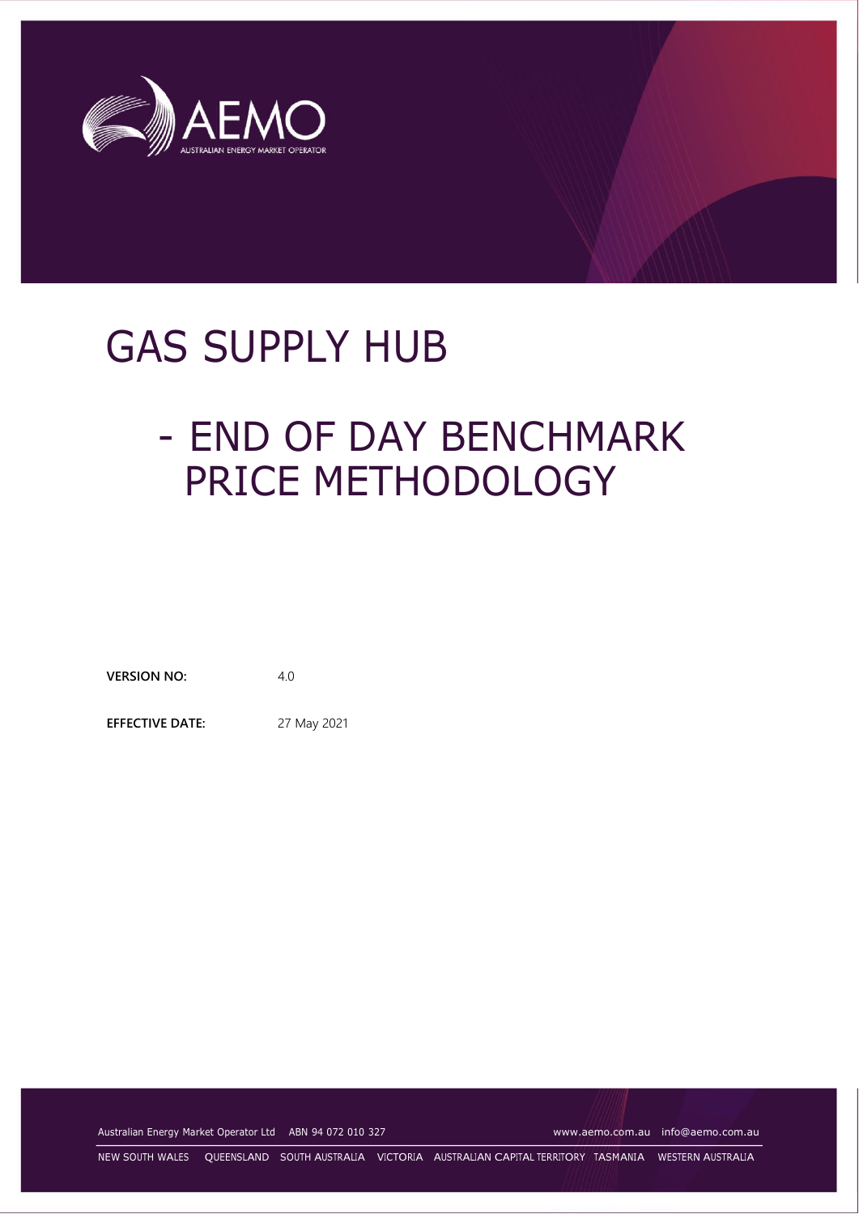# GAS SUPPLY HUB

## - END OF DAY BENCHMARK PRICE METHODOLOGY

**VERSION NO:** 4.0

**EFFECTIVE DATE:** 27 May 2021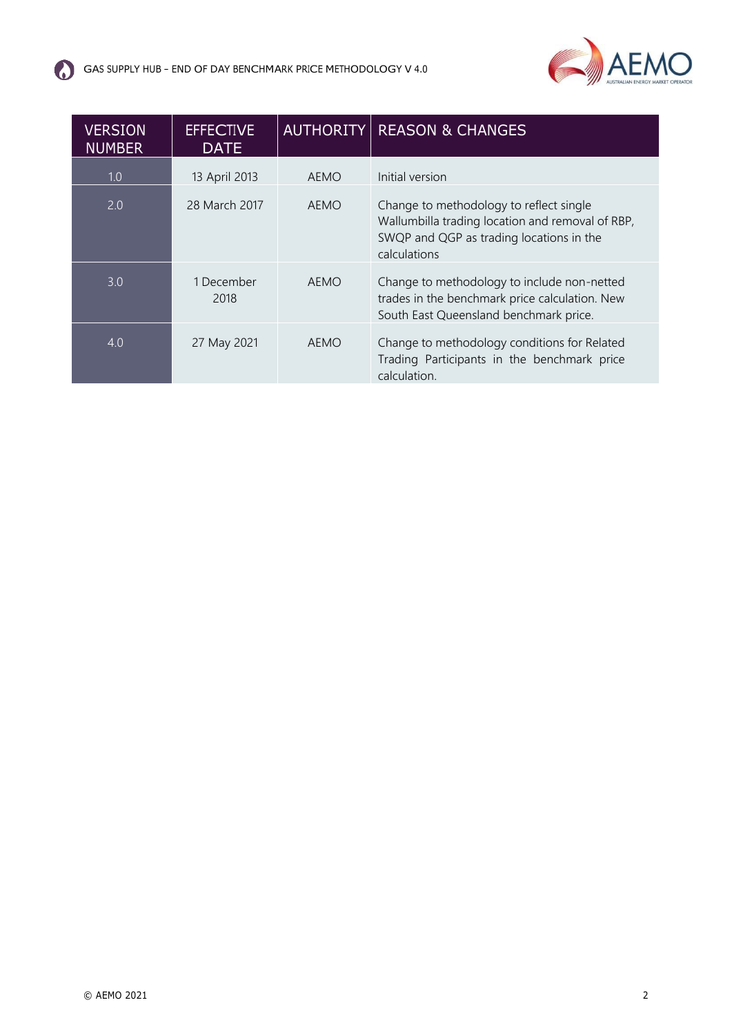| VERSION NUMBER | EFFECTIVE DATE | AUTHORITY | REASON & CHANGES |
| --- | --- | --- | --- |
| 1.0 | 13 April 2013 | AEMO | Initial version |
| 2.0 | 28 March 2017 | AEMO | Change to methodology to reflect single Wallumbilla trading location and removal of RBP, SWQP and QGP as trading locations in the calculations |
| 3.0 | 1 December 2018 | AEMO | Change to methodology to include non-netted trades in the benchmark price calculation. New South East Queensland benchmark price. |
| 4.0 | 27 May 2021 | AEMO | Change to methodology conditions for Related Trading Participants in the benchmark price calculation. |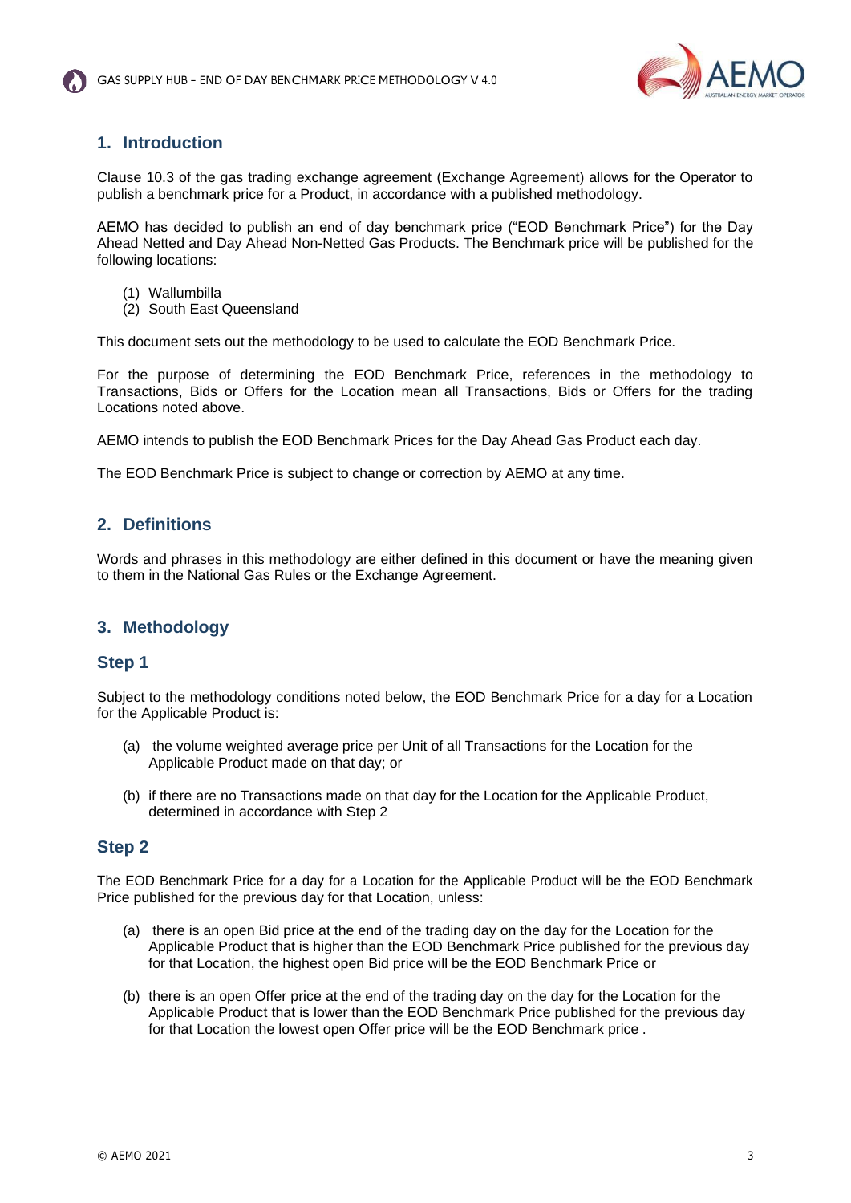## 1. Introduction

Clause 10.3 of the gas trading exchange agreement (Exchange Agreement) allows for the Operator to publish a benchmark price for a Product, in accordance with a published methodology.

AEMO has decided to publish an end of day benchmark price ("EOD Benchmark Price") for the Day Ahead Netted and Day Ahead Non-Netted Gas Products. The Benchmark price will be published for the following locations:

(1) Wallumbilla
(2) South East Queensland

This document sets out the methodology to be used to calculate the EOD Benchmark Price.

For the purpose of determining the EOD Benchmark Price, references in the methodology to Transactions, Bids or Offers for the Location mean all Transactions, Bids or Offers for the trading Locations noted above.

AEMO intends to publish the EOD Benchmark Prices for the Day Ahead Gas Product each day.

The EOD Benchmark Price is subject to change or correction by AEMO at any time.

## 2. Definitions

Words and phrases in this methodology are either defined in this document or have the meaning given to them in the National Gas Rules or the Exchange Agreement.

## 3. Methodology

### Step 1

Subject to the methodology conditions noted below, the EOD Benchmark Price for a day for a Location for the Applicable Product is:

(a) the volume weighted average price per Unit of all Transactions for the Location for the Applicable Product made on that day; or

(b) if there are no Transactions made on that day for the Location for the Applicable Product, determined in accordance with Step 2

### Step 2

The EOD Benchmark Price for a day for a Location for the Applicable Product will be the EOD Benchmark Price published for the previous day for that Location, unless:

(a) there is an open Bid price at the end of the trading day on the day for the Location for the Applicable Product that is higher than the EOD Benchmark Price published for the previous day for that Location, the highest open Bid price will be the EOD Benchmark Price or

(b) there is an open Offer price at the end of the trading day on the day for the Location for the Applicable Product that is lower than the EOD Benchmark Price published for the previous day for that Location the lowest open Offer price will be the EOD Benchmark price .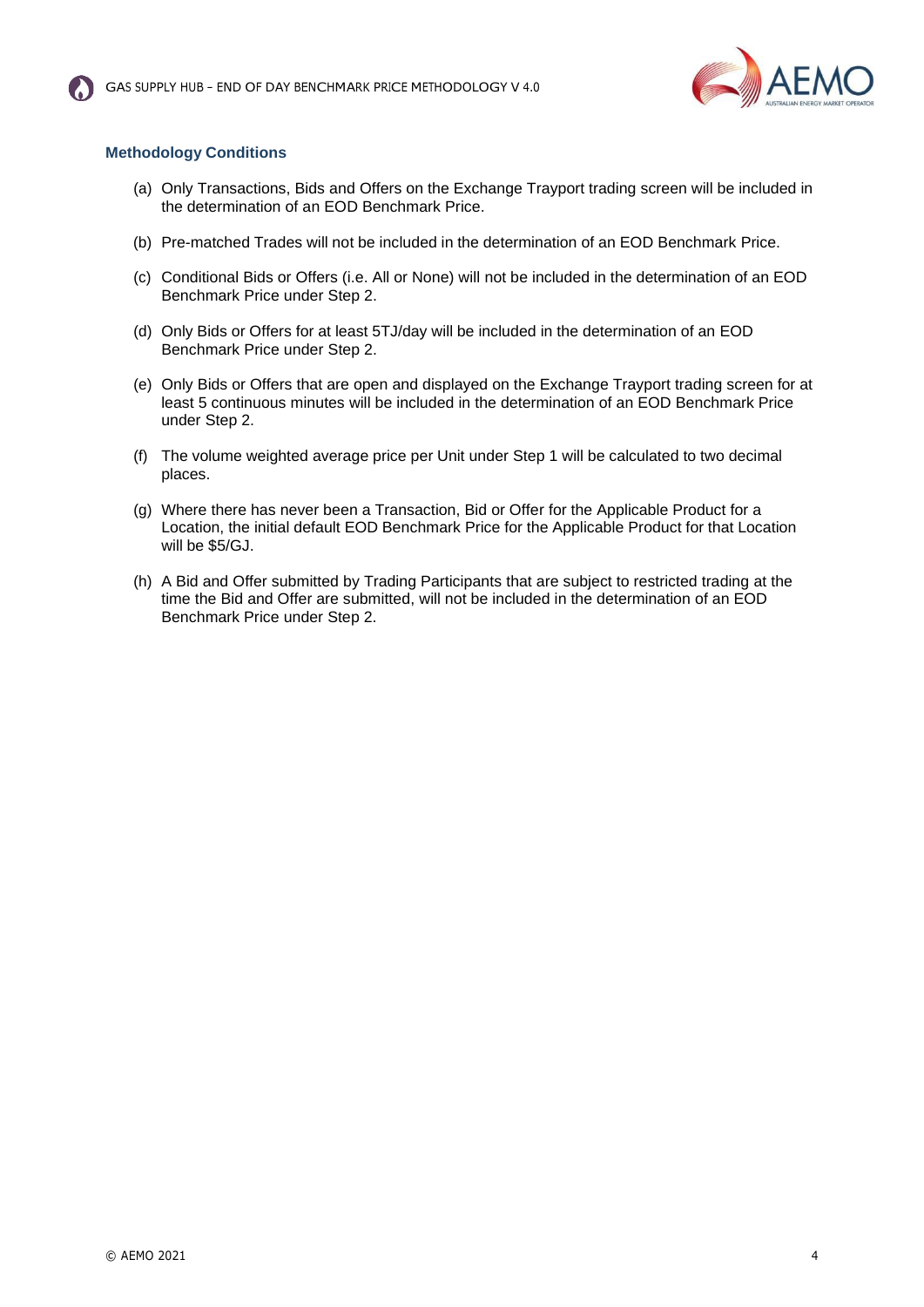### Methodology Conditions

(a) Only Transactions, Bids and Offers on the Exchange Trayport trading screen will be included in the determination of an EOD Benchmark Price.

(b) Pre-matched Trades will not be included in the determination of an EOD Benchmark Price.

(c) Conditional Bids or Offers (i.e. All or None) will not be included in the determination of an EOD Benchmark Price under Step 2.

(d) Only Bids or Offers for at least 5TJ/day will be included in the determination of an EOD Benchmark Price under Step 2.

(e) Only Bids or Offers that are open and displayed on the Exchange Trayport trading screen for at least 5 continuous minutes will be included in the determination of an EOD Benchmark Price under Step 2.

(f) The volume weighted average price per Unit under Step 1 will be calculated to two decimal places.

(g) Where there has never been a Transaction, Bid or Offer for the Applicable Product for a Location, the initial default EOD Benchmark Price for the Applicable Product for that Location will be $5/GJ.

(h) A Bid and Offer submitted by Trading Participants that are subject to restricted trading at the time the Bid and Offer are submitted, will not be included in the determination of an EOD Benchmark Price under Step 2.